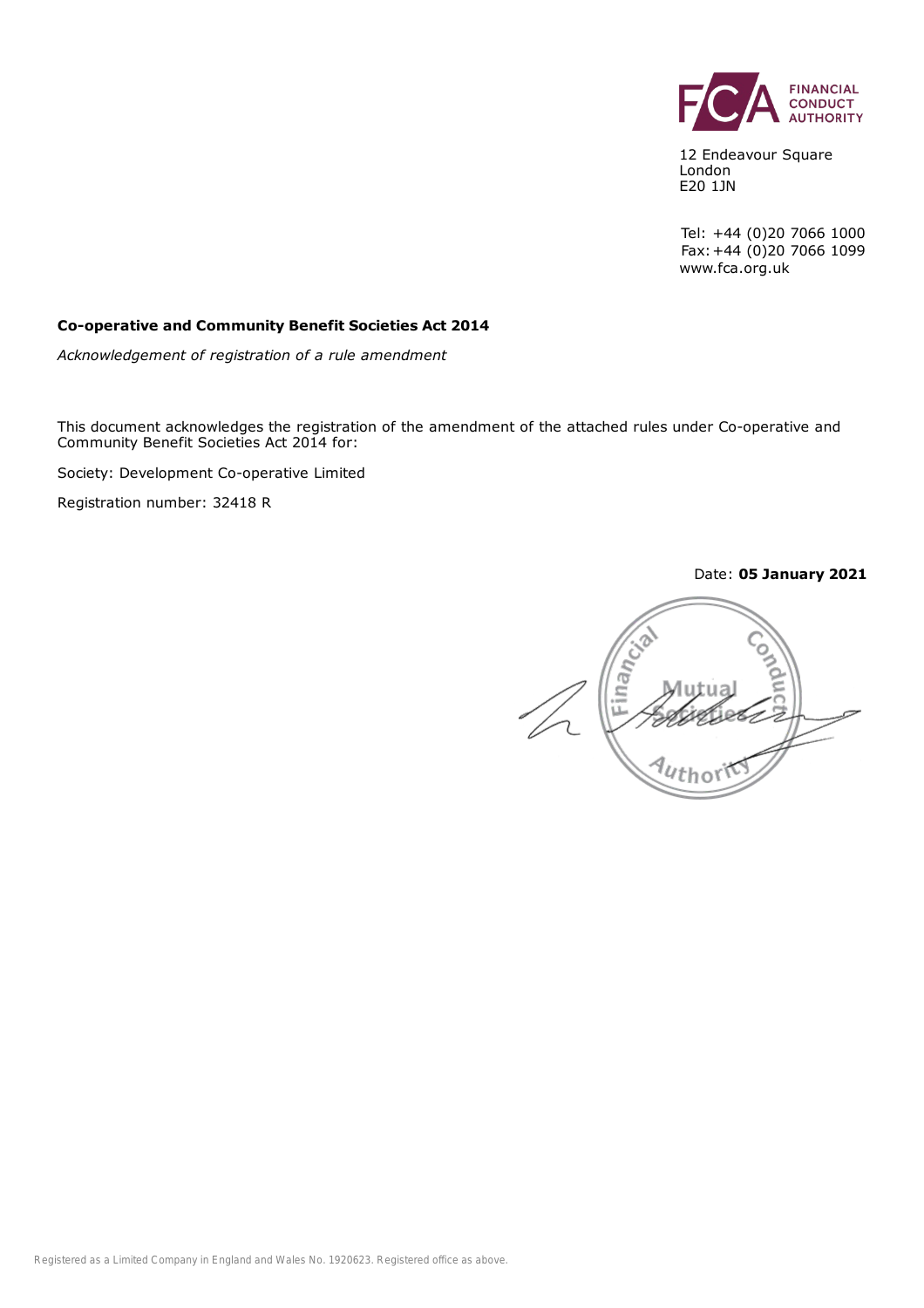FINANCIAL CONDUCT AUTHORITY

12 Endeavour Square
London
E20 1JN

Tel: +44 (0)20 7066 1000
Fax: +44 (0)20 7066 1099
www.fca.org.uk

**Co-operative and Community Benefit Societies Act 2014**

*Acknowledgement of registration of a rule amendment*

This document acknowledges the registration of the amendment of the attached rules under Co-operative and Community Benefit Societies Act 2014 for:

Society: Development Co-operative Limited

Registration number: 32418 R

Date: **05 January 2021**

Financial Conduct Authority
Mutual Societies

Registered as a Limited Company in England and Wales No. 1920623. Registered office as above.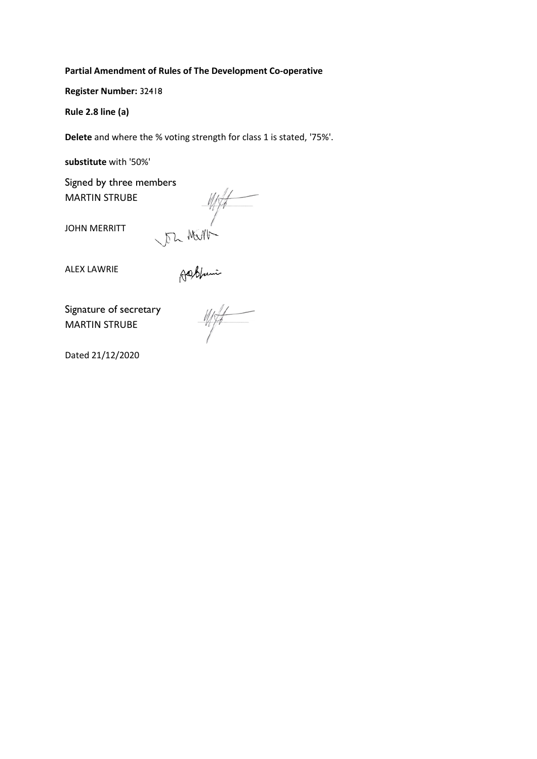**Partial Amendment of Rules of The Development Co-operative**

**Register Number:** 32418

**Rule 2.8 line (a)**

**Delete** and where the % voting strength for class 1 is stated, '75%'.

**substitute** with '50%'

Signed by three members

MARTIN STRUBE

JOHN MERRITT

ALEX LAWRIE

Signature of secretary

MARTIN STRUBE

Dated 21/12/2020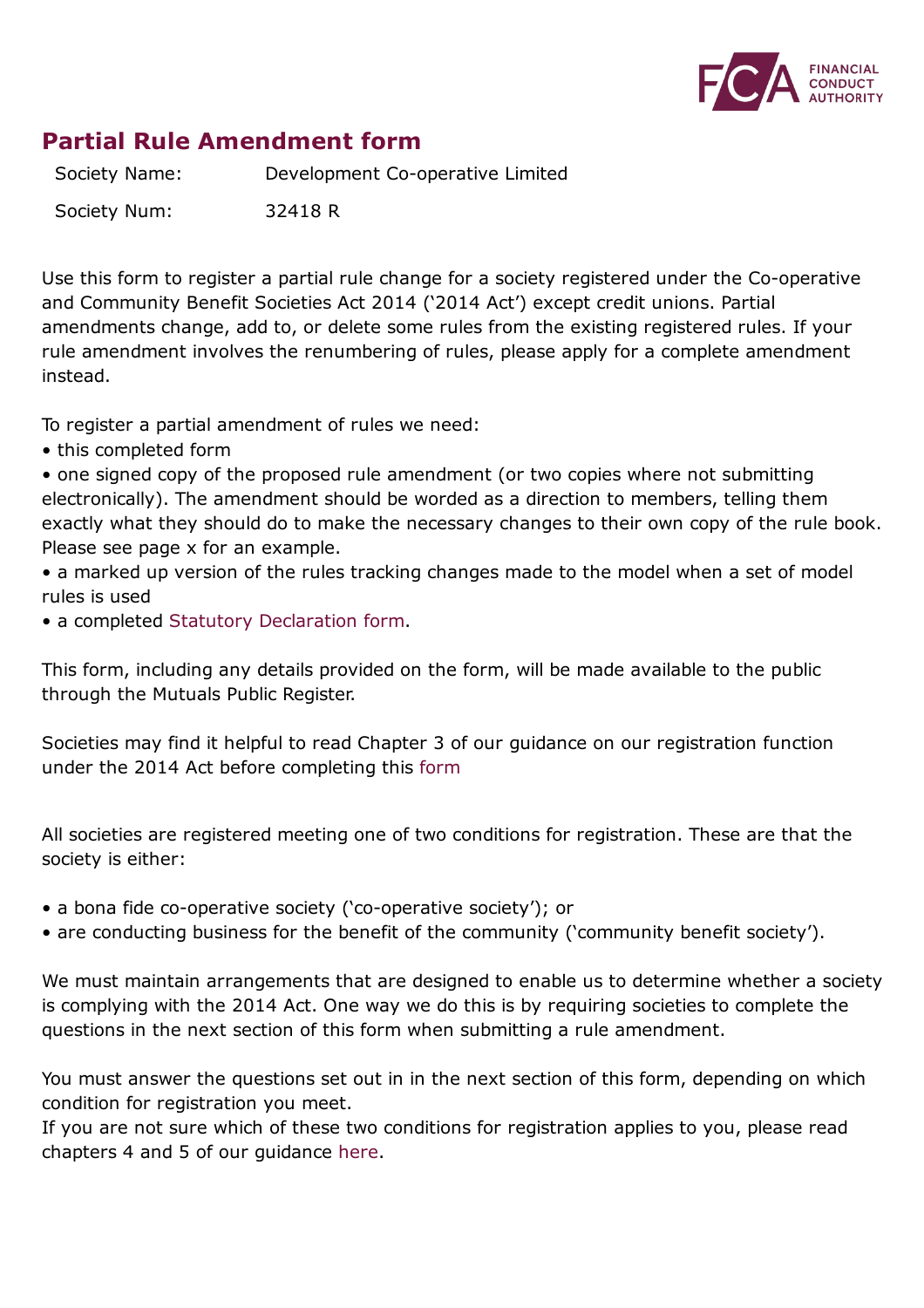# Partial Rule Amendment form

| Society Name: | Development Co-operative Limited |
|---|---|
| Society Num: | 32418 R |

Use this form to register a partial rule change for a society registered under the Co-operative and Community Benefit Societies Act 2014 ('2014 Act') except credit unions. Partial amendments change, add to, or delete some rules from the existing registered rules. If your rule amendment involves the renumbering of rules, please apply for a complete amendment instead.

To register a partial amendment of rules we need:

- this completed form
- one signed copy of the proposed rule amendment (or two copies where not submitting electronically). The amendment should be worded as a direction to members, telling them exactly what they should do to make the necessary changes to their own copy of the rule book. Please see page x for an example.
- a marked up version of the rules tracking changes made to the model when a set of model rules is used
- a completed Statutory Declaration form.

This form, including any details provided on the form, will be made available to the public through the Mutuals Public Register.

Societies may find it helpful to read Chapter 3 of our guidance on our registration function under the 2014 Act before completing this form

All societies are registered meeting one of two conditions for registration. These are that the society is either:

- a bona fide co-operative society ('co-operative society'); or
- are conducting business for the benefit of the community ('community benefit society').

We must maintain arrangements that are designed to enable us to determine whether a society is complying with the 2014 Act. One way we do this is by requiring societies to complete the questions in the next section of this form when submitting a rule amendment.

You must answer the questions set out in in the next section of this form, depending on which condition for registration you meet.
If you are not sure which of these two conditions for registration applies to you, please read chapters 4 and 5 of our guidance here.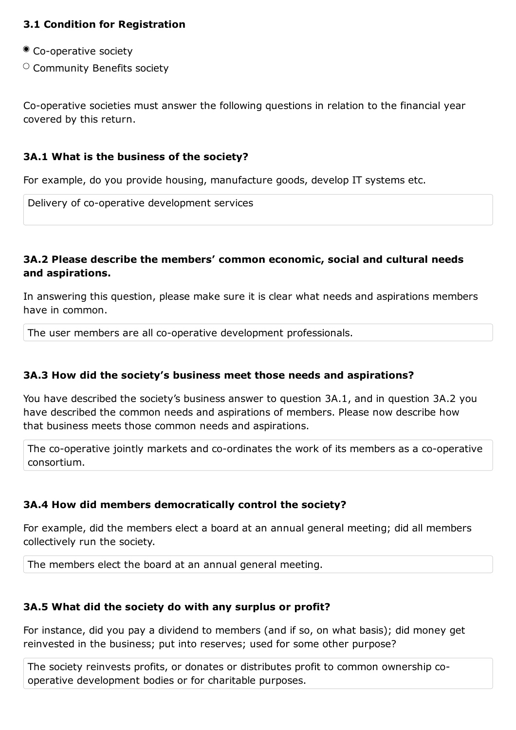### 3.1 Condition for Registration

- ◉ Co-operative society
- ○ Community Benefits society

Co-operative societies must answer the following questions in relation to the financial year covered by this return.

### 3A.1 What is the business of the society?

For example, do you provide housing, manufacture goods, develop IT systems etc.

> Delivery of co-operative development services

### 3A.2 Please describe the members' common economic, social and cultural needs and aspirations.

In answering this question, please make sure it is clear what needs and aspirations members have in common.

> The user members are all co-operative development professionals.

### 3A.3 How did the society's business meet those needs and aspirations?

You have described the society's business answer to question 3A.1, and in question 3A.2 you have described the common needs and aspirations of members. Please now describe how that business meets those common needs and aspirations.

> The co-operative jointly markets and co-ordinates the work of its members as a co-operative consortium.

### 3A.4 How did members democratically control the society?

For example, did the members elect a board at an annual general meeting; did all members collectively run the society.

> The members elect the board at an annual general meeting.

### 3A.5 What did the society do with any surplus or profit?

For instance, did you pay a dividend to members (and if so, on what basis); did money get reinvested in the business; put into reserves; used for some other purpose?

> The society reinvests profits, or donates or distributes profit to common ownership co-operative development bodies or for charitable purposes.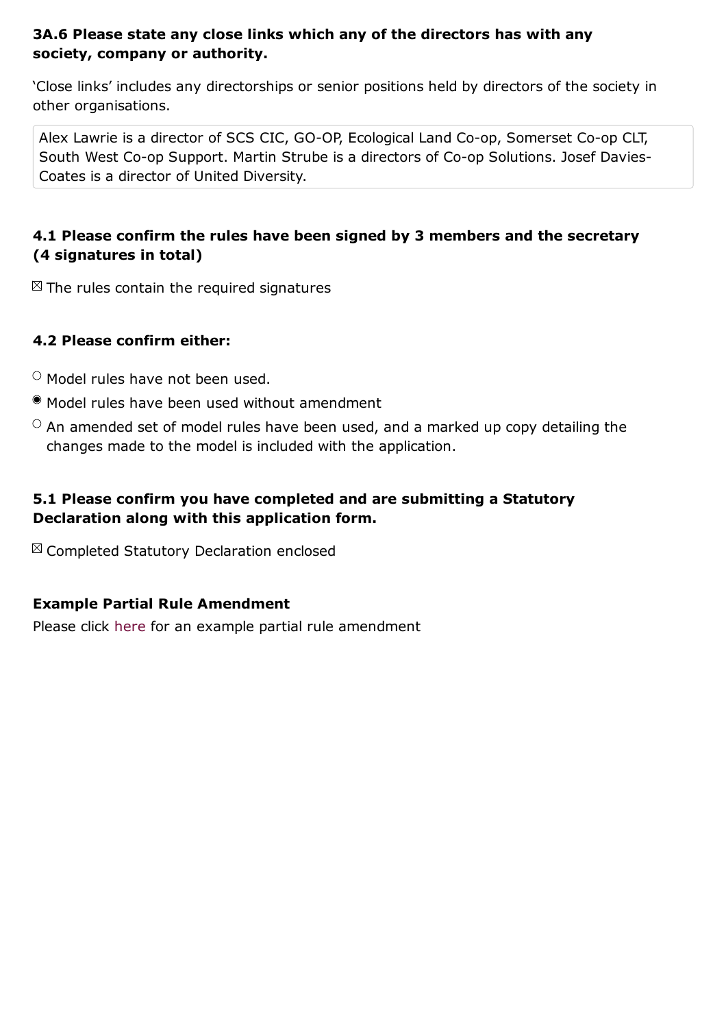**3A.6 Please state any close links which any of the directors has with any society, company or authority.**

'Close links' includes any directorships or senior positions held by directors of the society in other organisations.

Alex Lawrie is a director of SCS CIC, GO-OP, Ecological Land Co-op, Somerset Co-op CLT, South West Co-op Support. Martin Strube is a directors of Co-op Solutions. Josef Davies-Coates is a director of United Diversity.

**4.1 Please confirm the rules have been signed by 3 members and the secretary (4 signatures in total)**

☒ The rules contain the required signatures

**4.2 Please confirm either:**

- ○ Model rules have not been used.
- ◉ Model rules have been used without amendment
- ○ An amended set of model rules have been used, and a marked up copy detailing the changes made to the model is included with the application.

**5.1 Please confirm you have completed and are submitting a Statutory Declaration along with this application form.**

☒ Completed Statutory Declaration enclosed

**Example Partial Rule Amendment**

Please click here for an example partial rule amendment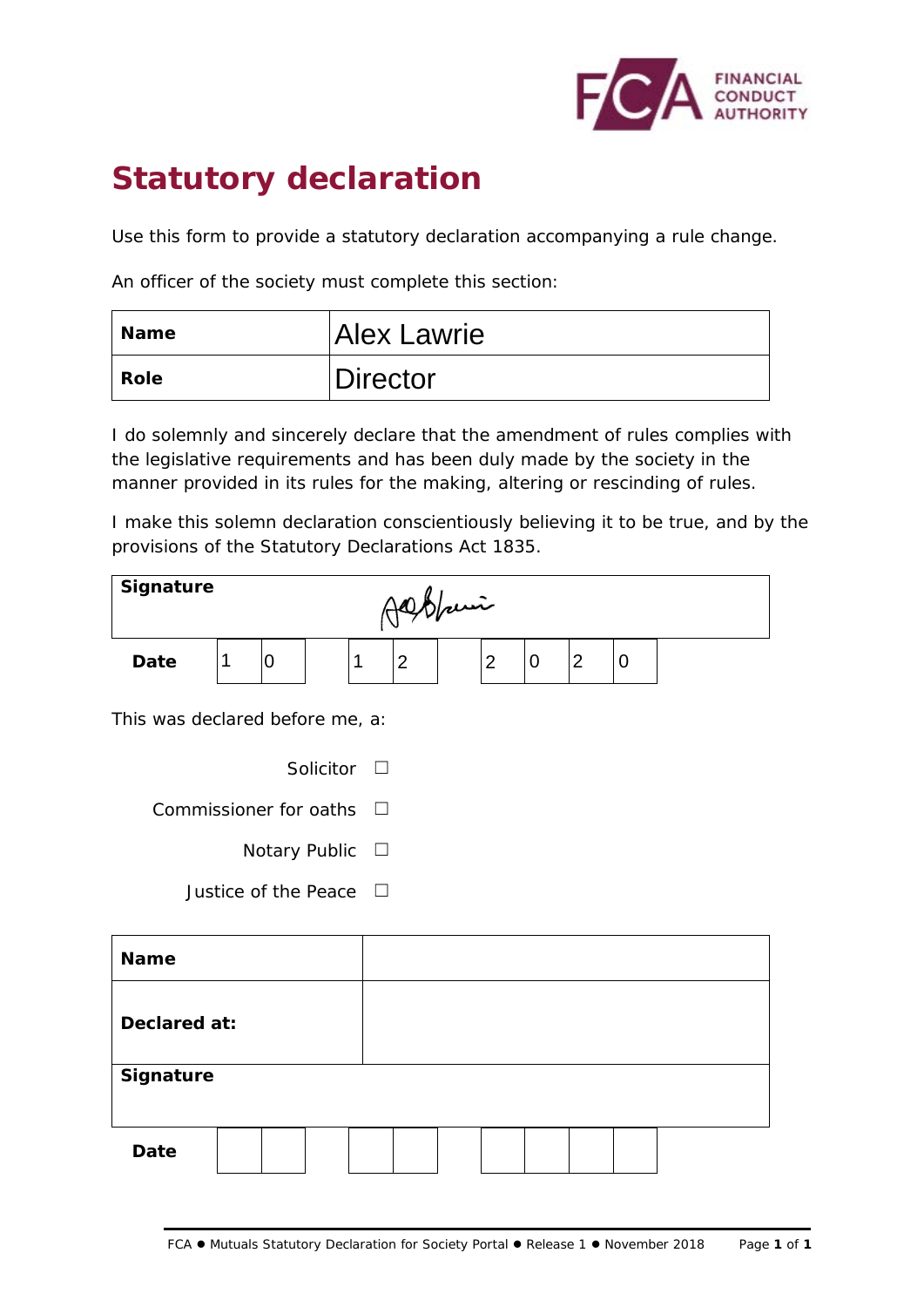FINANCIAL CONDUCT AUTHORITY

# Statutory declaration

Use this form to provide a statutory declaration accompanying a rule change.

An officer of the society must complete this section:

| | |
|---|---|
| **Name** | Alex Lawrie |
| **Role** | Director |

I do solemnly and sincerely declare that the amendment of rules complies with the legislative requirements and has been duly made by the society in the manner provided in its rules for the making, altering or rescinding of rules.

I make this solemn declaration conscientiously believing it to be true, and by the provisions of the Statutory Declarations Act 1835.

| | | | | | | | | |
|---|---|---|---|---|---|---|---|---|
| **Signature** | | | | | | | | |
| **Date** | 1 | 0 | 1 | 2 | 2 | 0 | 2 | 0 |

This was declared before me, a:

Solicitor ☐

Commissioner for oaths ☐

Notary Public ☐

Justice of the Peace ☐

| | |
|---|---|
| **Name** | |
| **Declared at:** | |
| **Signature** | |

| | | | | | | | | |
|---|---|---|---|---|---|---|---|---|
| **Date** | | | | | | | | |

FCA ● Mutuals Statutory Declaration for Society Portal ● Release 1 ● November 2018